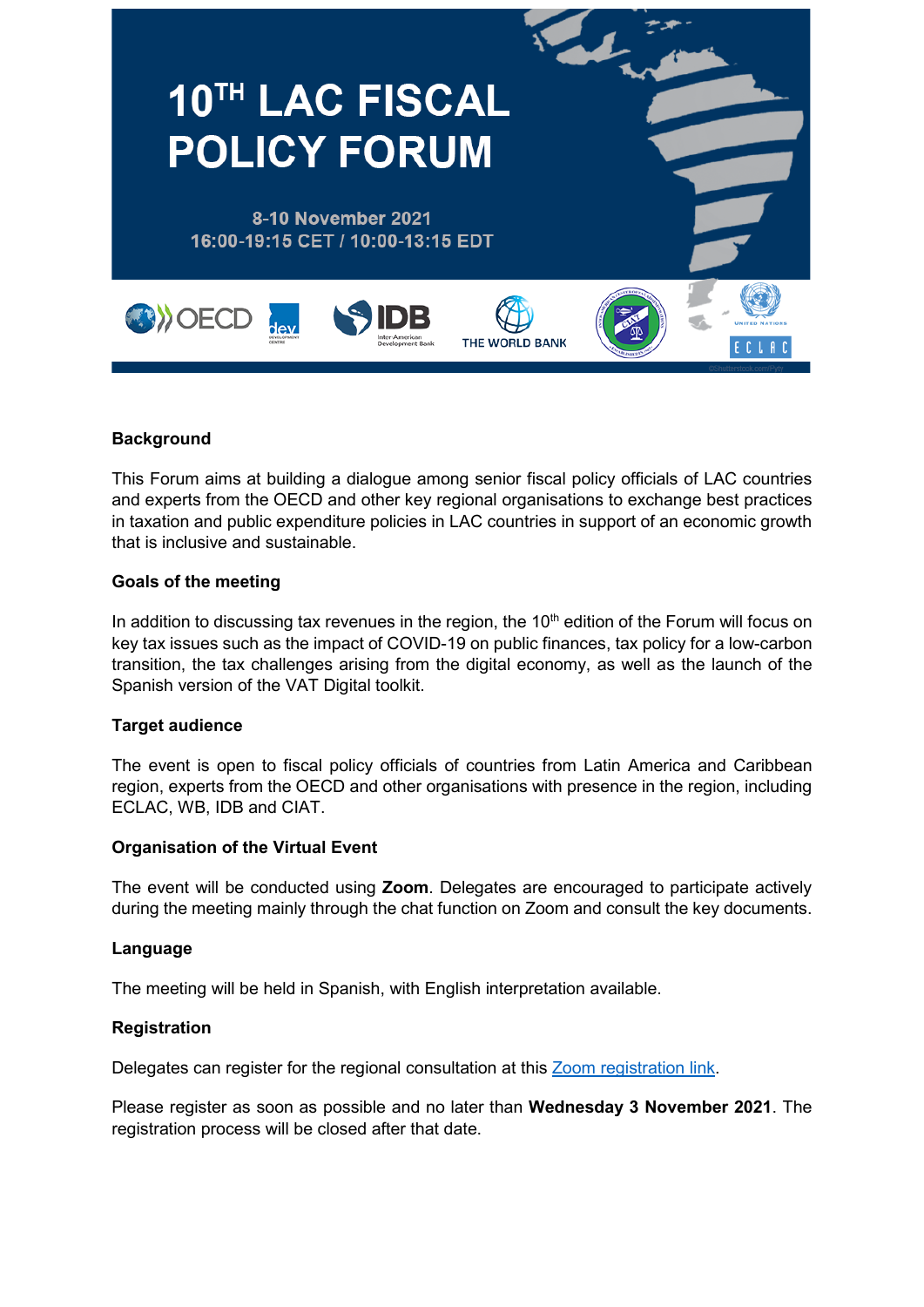# 10TH LAC FISCAL POLICY FORUM

8-10 November 2021
16:00-19:15 CET / 10:00-13:15 EDT

**Background**

This Forum aims at building a dialogue among senior fiscal policy officials of LAC countries and experts from the OECD and other key regional organisations to exchange best practices in taxation and public expenditure policies in LAC countries in support of an economic growth that is inclusive and sustainable.

**Goals of the meeting**

In addition to discussing tax revenues in the region, the 10th edition of the Forum will focus on key tax issues such as the impact of COVID-19 on public finances, tax policy for a low-carbon transition, the tax challenges arising from the digital economy, as well as the launch of the Spanish version of the VAT Digital toolkit.

**Target audience**

The event is open to fiscal policy officials of countries from Latin America and Caribbean region, experts from the OECD and other organisations with presence in the region, including ECLAC, WB, IDB and CIAT.

**Organisation of the Virtual Event**

The event will be conducted using **Zoom**. Delegates are encouraged to participate actively during the meeting mainly through the chat function on Zoom and consult the key documents.

**Language**

The meeting will be held in Spanish, with English interpretation available.

**Registration**

Delegates can register for the regional consultation at this Zoom registration link.

Please register as soon as possible and no later than **Wednesday 3 November 2021**. The registration process will be closed after that date.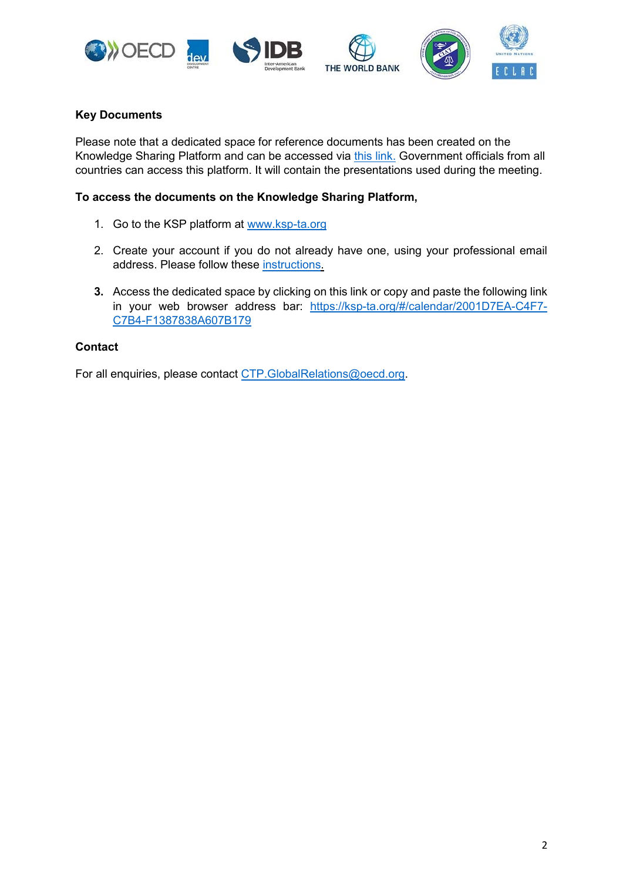**Key Documents**

Please note that a dedicated space for reference documents has been created on the Knowledge Sharing Platform and can be accessed via this link. Government officials from all countries can access this platform. It will contain the presentations used during the meeting.

**To access the documents on the Knowledge Sharing Platform,**

1. Go to the KSP platform at www.ksp-ta.org
2. Create your account if you do not already have one, using your professional email address. Please follow these instructions.
3. Access the dedicated space by clicking on this link or copy and paste the following link in your web browser address bar: https://ksp-ta.org/#/calendar/2001D7EA-C4F7-C7B4-F1387838A607B179

**Contact**

For all enquiries, please contact CTP.GlobalRelations@oecd.org.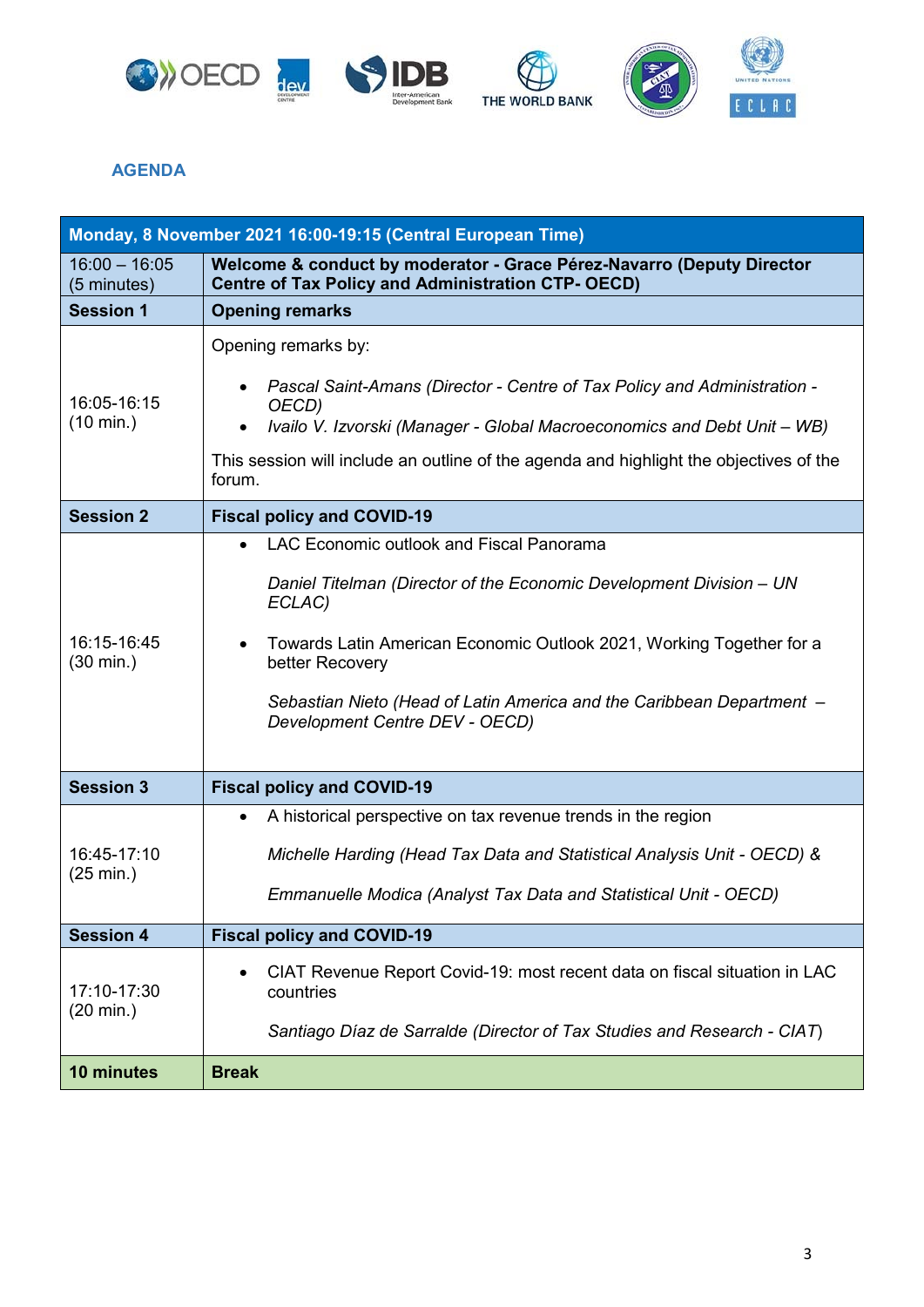## AGENDA

| Monday, 8 November 2021 16:00-19:15 (Central European Time) | |
|---|---|
| 16:00 – 16:05 (5 minutes) | **Welcome & conduct by moderator - Grace Pérez-Navarro (Deputy Director Centre of Tax Policy and Administration CTP- OECD)** |
| **Session 1** | **Opening remarks** |
| 16:05-16:15 (10 min.) | Opening remarks by:<br>• *Pascal Saint-Amans (Director - Centre of Tax Policy and Administration - OECD)*<br>• *Ivailo V. Izvorski (Manager - Global Macroeconomics and Debt Unit – WB)*<br>This session will include an outline of the agenda and highlight the objectives of the forum. |
| **Session 2** | **Fiscal policy and COVID-19** |
| 16:15-16:45 (30 min.) | • LAC Economic outlook and Fiscal Panorama<br>*Daniel Titelman (Director of the Economic Development Division – UN ECLAC)*<br>• Towards Latin American Economic Outlook 2021, Working Together for a better Recovery<br>*Sebastian Nieto (Head of Latin America and the Caribbean Department – Development Centre DEV - OECD)* |
| **Session 3** | **Fiscal policy and COVID-19** |
| 16:45-17:10 (25 min.) | • A historical perspective on tax revenue trends in the region<br>*Michelle Harding (Head Tax Data and Statistical Analysis Unit - OECD) &*<br>*Emmanuelle Modica (Analyst Tax Data and Statistical Unit - OECD)* |
| **Session 4** | **Fiscal policy and COVID-19** |
| 17:10-17:30 (20 min.) | • CIAT Revenue Report Covid-19: most recent data on fiscal situation in LAC countries<br>*Santiago Díaz de Sarralde (Director of Tax Studies and Research - CIAT)* |
| **10 minutes** | **Break** |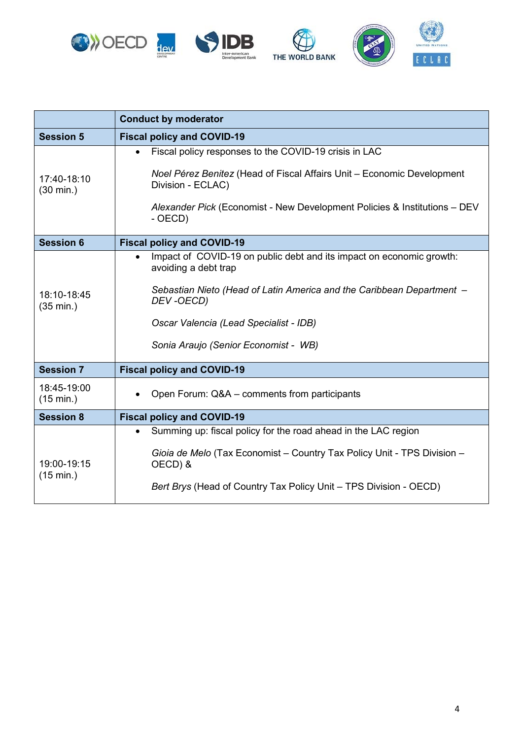| | Conduct by moderator |
|---|---|
| **Session 5** | **Fiscal policy and COVID-19** |
| 17:40-18:10 (30 min.) | • Fiscal policy responses to the COVID-19 crisis in LAC<br><br>*Noel Pérez Benitez* (Head of Fiscal Affairs Unit – Economic Development Division - ECLAC)<br><br>*Alexander Pick* (Economist - New Development Policies & Institutions – DEV - OECD) |
| **Session 6** | **Fiscal policy and COVID-19** |
| 18:10-18:45 (35 min.) | • Impact of COVID-19 on public debt and its impact on economic growth: avoiding a debt trap<br><br>*Sebastian Nieto (Head of Latin America and the Caribbean Department – DEV -OECD)*<br><br>*Oscar Valencia (Lead Specialist - IDB)*<br><br>*Sonia Araujo (Senior Economist - WB)* |
| **Session 7** | **Fiscal policy and COVID-19** |
| 18:45-19:00 (15 min.) | • Open Forum: Q&A – comments from participants |
| **Session 8** | **Fiscal policy and COVID-19** |
| 19:00-19:15 (15 min.) | • Summing up: fiscal policy for the road ahead in the LAC region<br><br>*Gioia de Melo* (Tax Economist – Country Tax Policy Unit - TPS Division – OECD) &<br><br>*Bert Brys* (Head of Country Tax Policy Unit – TPS Division - OECD) |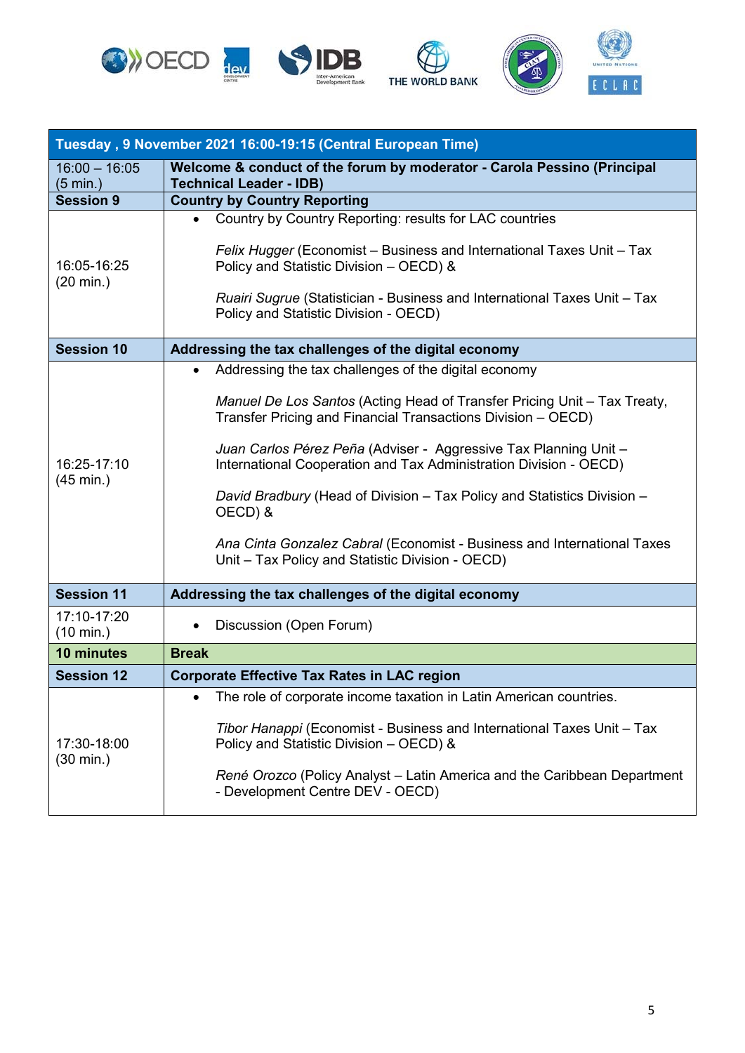| Tuesday , 9 November 2021 16:00-19:15 (Central European Time) | |
|---|---|
| 16:00 – 16:05 (5 min.) | **Welcome & conduct of the forum by moderator - Carola Pessino (Principal Technical Leader - IDB)** |
| **Session 9** | **Country by Country Reporting** |
| 16:05-16:25 (20 min.) | • Country by Country Reporting: results for LAC countries<br><br>*Felix Hugger* (Economist – Business and International Taxes Unit – Tax Policy and Statistic Division – OECD) &<br><br>*Ruairi Sugrue* (Statistician - Business and International Taxes Unit – Tax Policy and Statistic Division - OECD) |
| **Session 10** | **Addressing the tax challenges of the digital economy** |
| 16:25-17:10 (45 min.) | • Addressing the tax challenges of the digital economy<br><br>*Manuel De Los Santos* (Acting Head of Transfer Pricing Unit – Tax Treaty, Transfer Pricing and Financial Transactions Division – OECD)<br><br>*Juan Carlos Pérez Peña* (Adviser - Aggressive Tax Planning Unit – International Cooperation and Tax Administration Division - OECD)<br><br>*David Bradbury* (Head of Division – Tax Policy and Statistics Division – OECD) &<br><br>*Ana Cinta Gonzalez Cabral* (Economist - Business and International Taxes Unit – Tax Policy and Statistic Division - OECD) |
| **Session 11** | **Addressing the tax challenges of the digital economy** |
| 17:10-17:20 (10 min.) | • Discussion (Open Forum) |
| **10 minutes** | **Break** |
| **Session 12** | **Corporate Effective Tax Rates in LAC region** |
| 17:30-18:00 (30 min.) | • The role of corporate income taxation in Latin American countries.<br><br>*Tibor Hanappi* (Economist - Business and International Taxes Unit – Tax Policy and Statistic Division – OECD) &<br><br>*René Orozco* (Policy Analyst – Latin America and the Caribbean Department - Development Centre DEV - OECD) |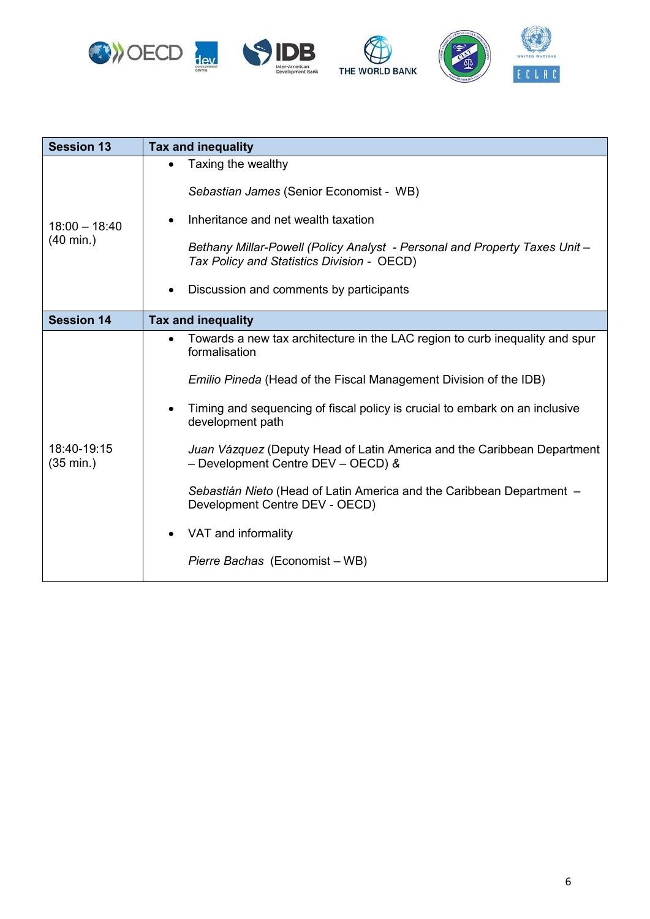| Session 13 | Tax and inequality |
|---|---|
| 18:00 – 18:40 (40 min.) | • Taxing the wealthy<br><br>*Sebastian James* (Senior Economist - WB)<br><br>• Inheritance and net wealth taxation<br><br>*Bethany Millar-Powell (Policy Analyst - Personal and Property Taxes Unit – Tax Policy and Statistics Division -* OECD)<br><br>• Discussion and comments by participants |
| **Session 14** | **Tax and inequality** |
| 18:40-19:15 (35 min.) | • Towards a new tax architecture in the LAC region to curb inequality and spur formalisation<br><br>*Emilio Pineda* (Head of the Fiscal Management Division of the IDB)<br><br>• Timing and sequencing of fiscal policy is crucial to embark on an inclusive development path<br><br>*Juan Vázquez* (Deputy Head of Latin America and the Caribbean Department – Development Centre DEV – OECD) &<br><br>*Sebastián Nieto* (Head of Latin America and the Caribbean Department – Development Centre DEV - OECD)<br><br>• VAT and informality<br><br>*Pierre Bachas* (Economist – WB) |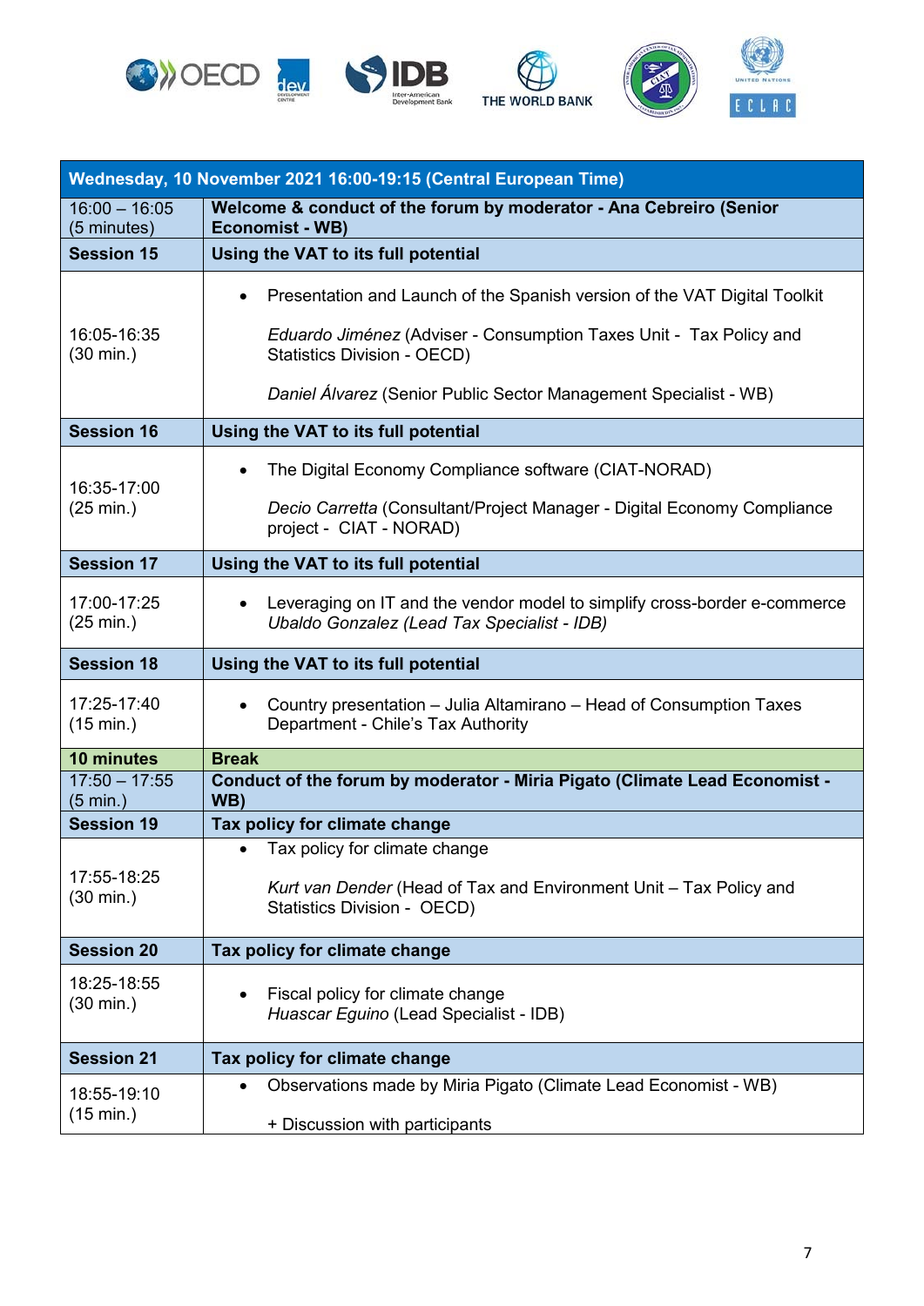| Wednesday, 10 November 2021 16:00-19:15 (Central European Time) | |
|---|---|
| 16:00 – 16:05 (5 minutes) | **Welcome & conduct of the forum by moderator - Ana Cebreiro (Senior Economist - WB)** |
| **Session 15** | **Using the VAT to its full potential** |
| 16:05-16:35 (30 min.) | • Presentation and Launch of the Spanish version of the VAT Digital Toolkit<br><br>*Eduardo Jiménez* (Adviser - Consumption Taxes Unit - Tax Policy and Statistics Division - OECD)<br><br>*Daniel Álvarez* (Senior Public Sector Management Specialist - WB) |
| **Session 16** | **Using the VAT to its full potential** |
| 16:35-17:00 (25 min.) | • The Digital Economy Compliance software (CIAT-NORAD)<br><br>*Decio Carretta* (Consultant/Project Manager - Digital Economy Compliance project - CIAT - NORAD) |
| **Session 17** | **Using the VAT to its full potential** |
| 17:00-17:25 (25 min.) | • Leveraging on IT and the vendor model to simplify cross-border e-commerce<br>*Ubaldo Gonzalez (Lead Tax Specialist - IDB)* |
| **Session 18** | **Using the VAT to its full potential** |
| 17:25-17:40 (15 min.) | • Country presentation – Julia Altamirano – Head of Consumption Taxes Department - Chile's Tax Authority |
| **10 minutes** | **Break** |
| 17:50 – 17:55 (5 min.) | **Conduct of the forum by moderator - Miria Pigato (Climate Lead Economist - WB)** |
| **Session 19** | **Tax policy for climate change** |
| 17:55-18:25 (30 min.) | • Tax policy for climate change<br><br>*Kurt van Dender* (Head of Tax and Environment Unit – Tax Policy and Statistics Division - OECD) |
| **Session 20** | **Tax policy for climate change** |
| 18:25-18:55 (30 min.) | • Fiscal policy for climate change<br>*Huascar Eguino* (Lead Specialist - IDB) |
| **Session 21** | **Tax policy for climate change** |
| 18:55-19:10 (15 min.) | • Observations made by Miria Pigato (Climate Lead Economist - WB)<br><br>+ Discussion with participants |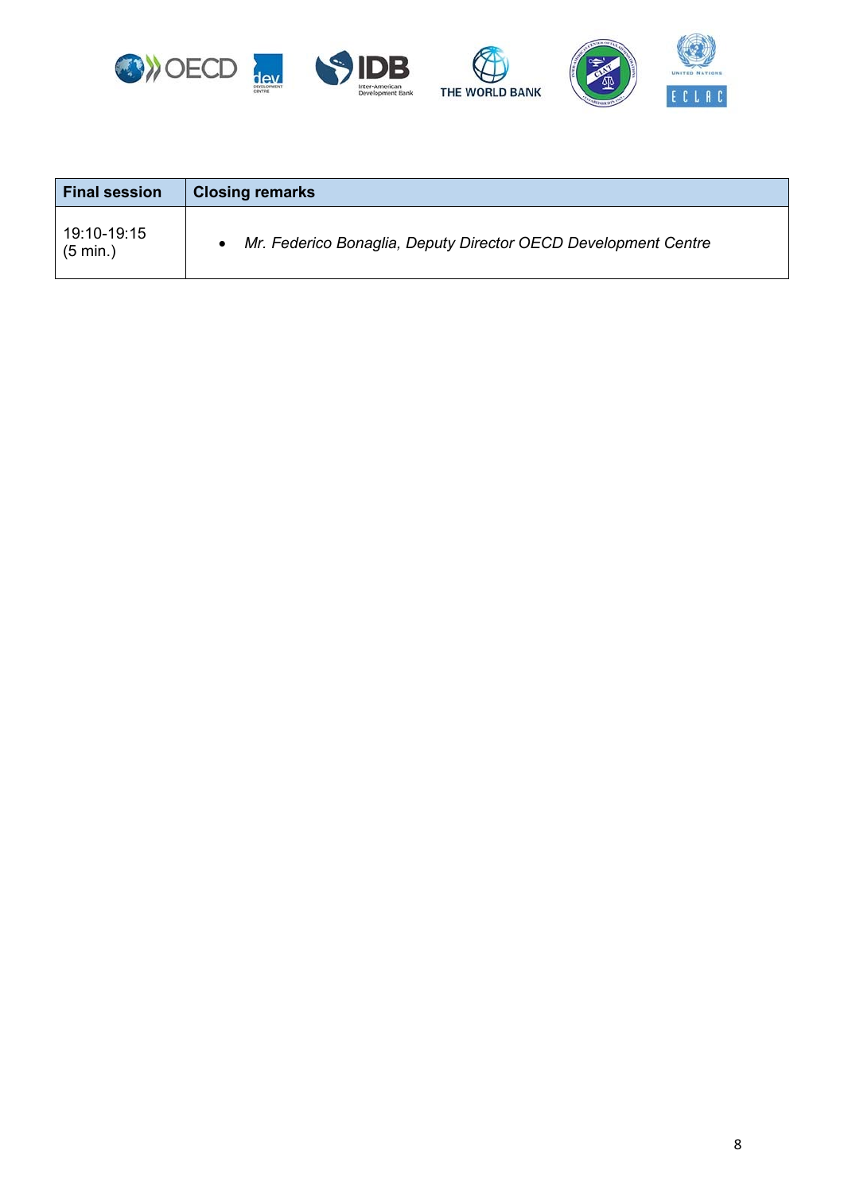| Final session | Closing remarks |
|---|---|
| 19:10-19:15 (5 min.) | • *Mr. Federico Bonaglia, Deputy Director OECD Development Centre* |